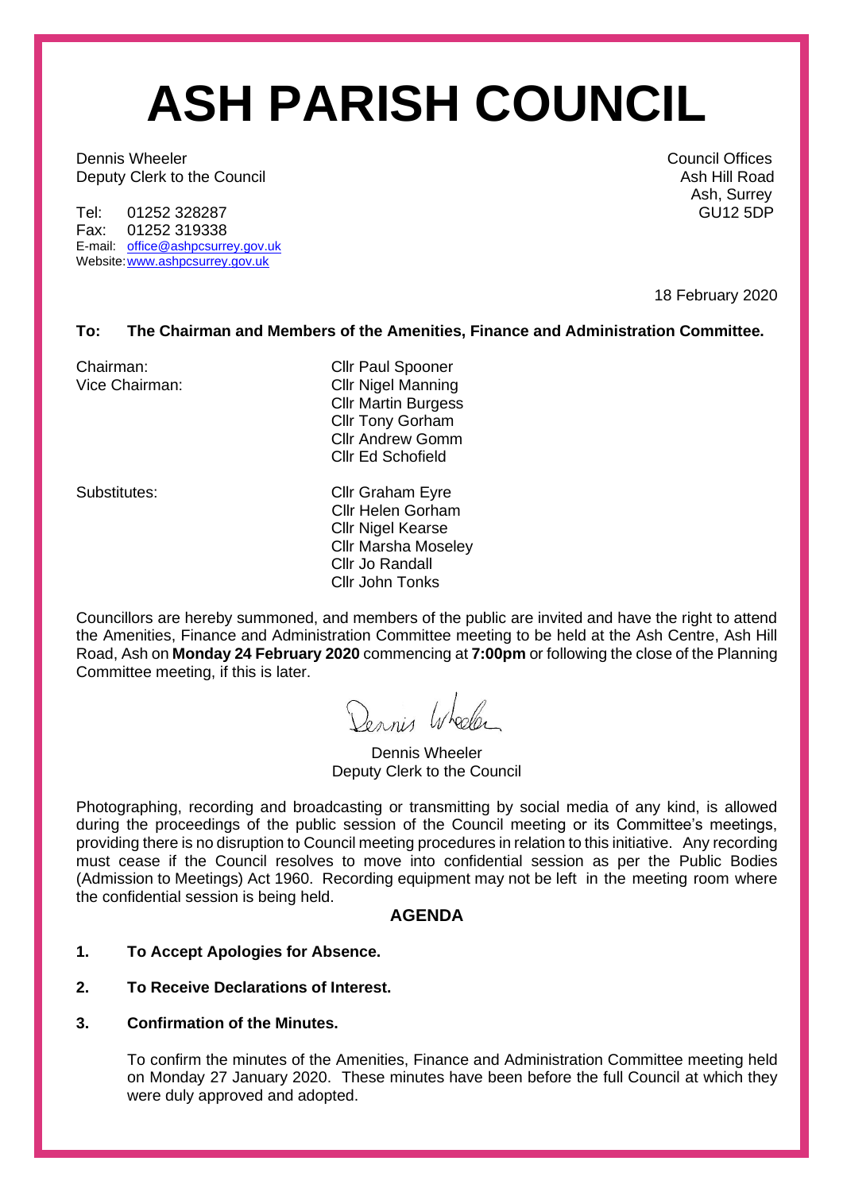# ASH PARISH COUNCIL

Dennis Wheeler
Deputy Clerk to the Council

Tel: 01252 328287
Fax: 01252 319338
E-mail: office@ashpcsurrey.gov.uk
Website: www.ashpcsurrey.gov.uk

Council Offices
Ash Hill Road
Ash, Surrey
GU12 5DP

18 February 2020

**To: The Chairman and Members of the Amenities, Finance and Administration Committee.**

| | |
|---|---|
| Chairman: | Cllr Paul Spooner |
| Vice Chairman: | Cllr Nigel Manning |
| | Cllr Martin Burgess |
| | Cllr Tony Gorham |
| | Cllr Andrew Gomm |
| | Cllr Ed Schofield |
| Substitutes: | Cllr Graham Eyre |
| | Cllr Helen Gorham |
| | Cllr Nigel Kearse |
| | Cllr Marsha Moseley |
| | Cllr Jo Randall |
| | Cllr John Tonks |

Councillors are hereby summoned, and members of the public are invited and have the right to attend the Amenities, Finance and Administration Committee meeting to be held at the Ash Centre, Ash Hill Road, Ash on **Monday 24 February 2020** commencing at **7:00pm** or following the close of the Planning Committee meeting, if this is later.

Dennis Wheeler
Deputy Clerk to the Council

Photographing, recording and broadcasting or transmitting by social media of any kind, is allowed during the proceedings of the public session of the Council meeting or its Committee's meetings, providing there is no disruption to Council meeting procedures in relation to this initiative. Any recording must cease if the Council resolves to move into confidential session as per the Public Bodies (Admission to Meetings) Act 1960. Recording equipment may not be left in the meeting room where the confidential session is being held.

## AGENDA

**1. To Accept Apologies for Absence.**

**2. To Receive Declarations of Interest.**

**3. Confirmation of the Minutes.**

To confirm the minutes of the Amenities, Finance and Administration Committee meeting held on Monday 27 January 2020. These minutes have been before the full Council at which they were duly approved and adopted.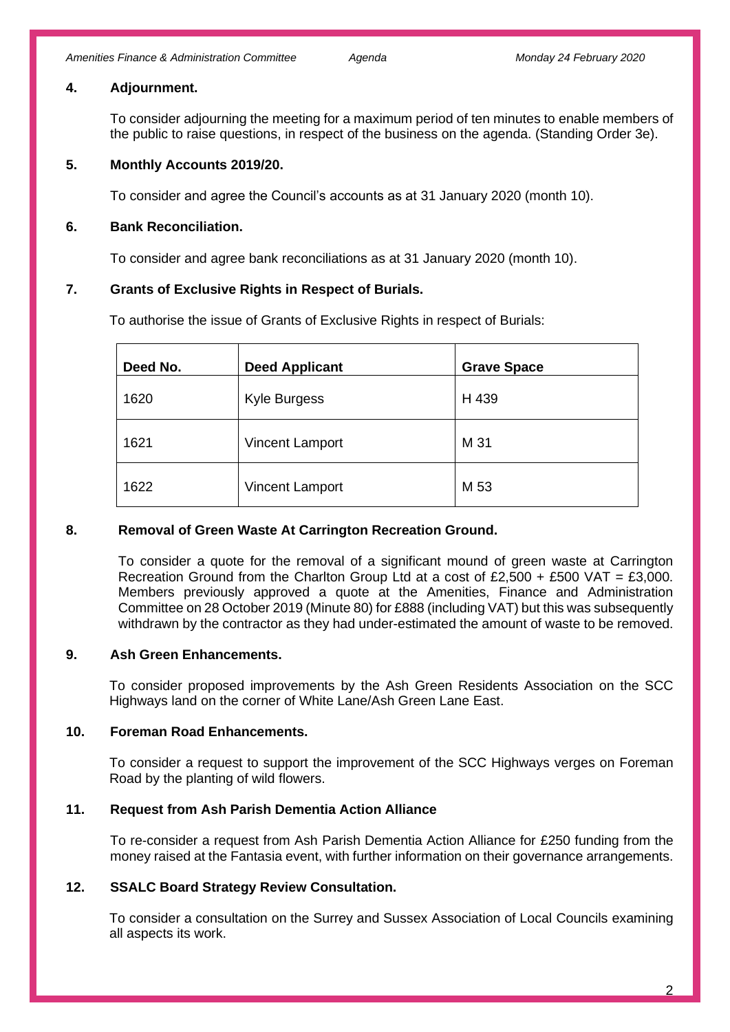### 4. Adjournment.

To consider adjourning the meeting for a maximum period of ten minutes to enable members of the public to raise questions, in respect of the business on the agenda. (Standing Order 3e).

### 5. Monthly Accounts 2019/20.

To consider and agree the Council's accounts as at 31 January 2020 (month 10).

### 6. Bank Reconciliation.

To consider and agree bank reconciliations as at 31 January 2020 (month 10).

### 7. Grants of Exclusive Rights in Respect of Burials.

To authorise the issue of Grants of Exclusive Rights in respect of Burials:

| Deed No. | Deed Applicant | Grave Space |
|---|---|---|
| 1620 | Kyle Burgess | H 439 |
| 1621 | Vincent Lamport | M 31 |
| 1622 | Vincent Lamport | M 53 |

### 8. Removal of Green Waste At Carrington Recreation Ground.

To consider a quote for the removal of a significant mound of green waste at Carrington Recreation Ground from the Charlton Group Ltd at a cost of £2,500 + £500 VAT = £3,000. Members previously approved a quote at the Amenities, Finance and Administration Committee on 28 October 2019 (Minute 80) for £888 (including VAT) but this was subsequently withdrawn by the contractor as they had under-estimated the amount of waste to be removed.

### 9. Ash Green Enhancements.

To consider proposed improvements by the Ash Green Residents Association on the SCC Highways land on the corner of White Lane/Ash Green Lane East.

### 10. Foreman Road Enhancements.

To consider a request to support the improvement of the SCC Highways verges on Foreman Road by the planting of wild flowers.

### 11. Request from Ash Parish Dementia Action Alliance

To re-consider a request from Ash Parish Dementia Action Alliance for £250 funding from the money raised at the Fantasia event, with further information on their governance arrangements.

### 12. SSALC Board Strategy Review Consultation.

To consider a consultation on the Surrey and Sussex Association of Local Councils examining all aspects its work.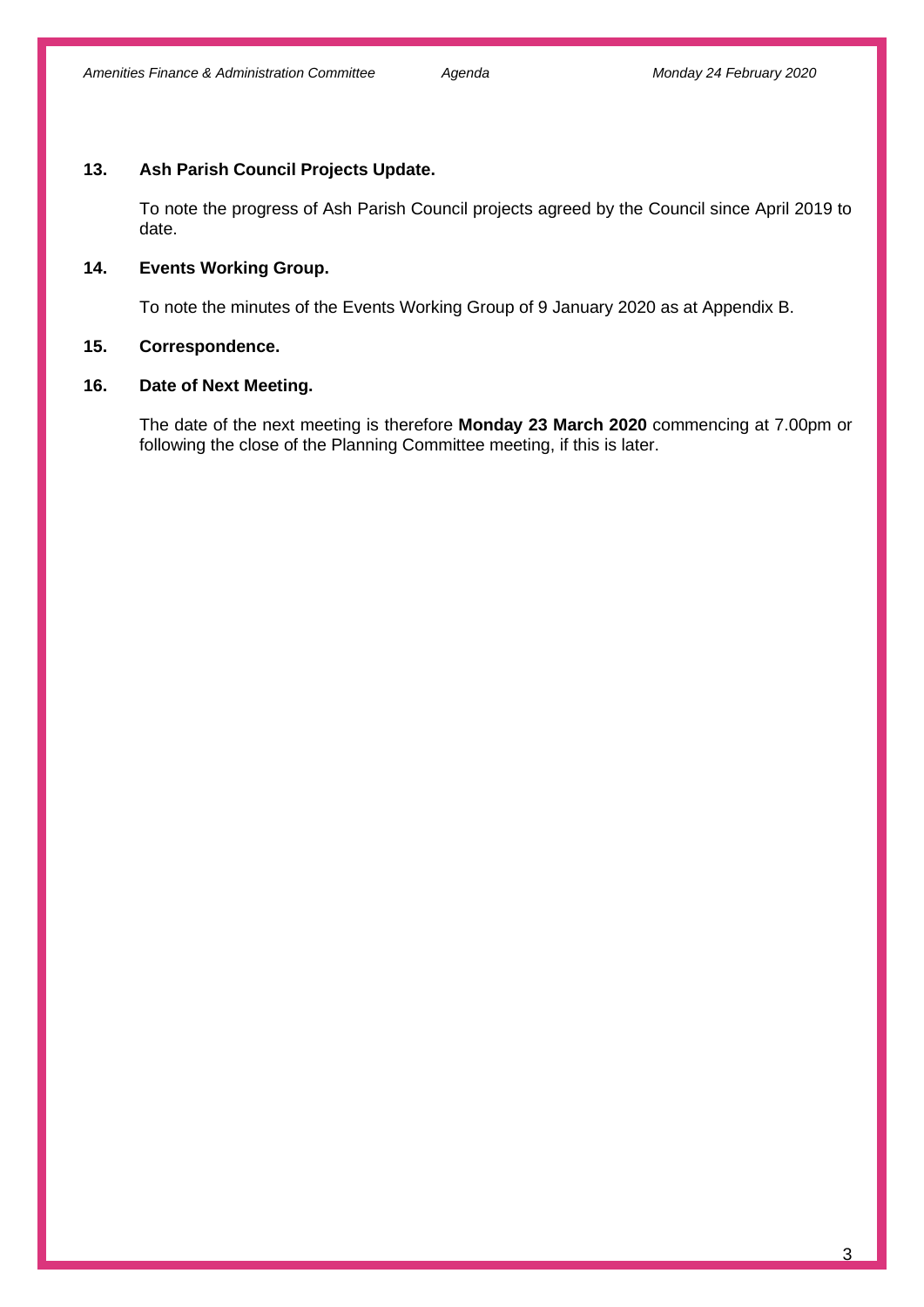**13. Ash Parish Council Projects Update.**

To note the progress of Ash Parish Council projects agreed by the Council since April 2019 to date.

**14. Events Working Group.**

To note the minutes of the Events Working Group of 9 January 2020 as at Appendix B.

**15. Correspondence.**

**16. Date of Next Meeting.**

The date of the next meeting is therefore **Monday 23 March 2020** commencing at 7.00pm or following the close of the Planning Committee meeting, if this is later.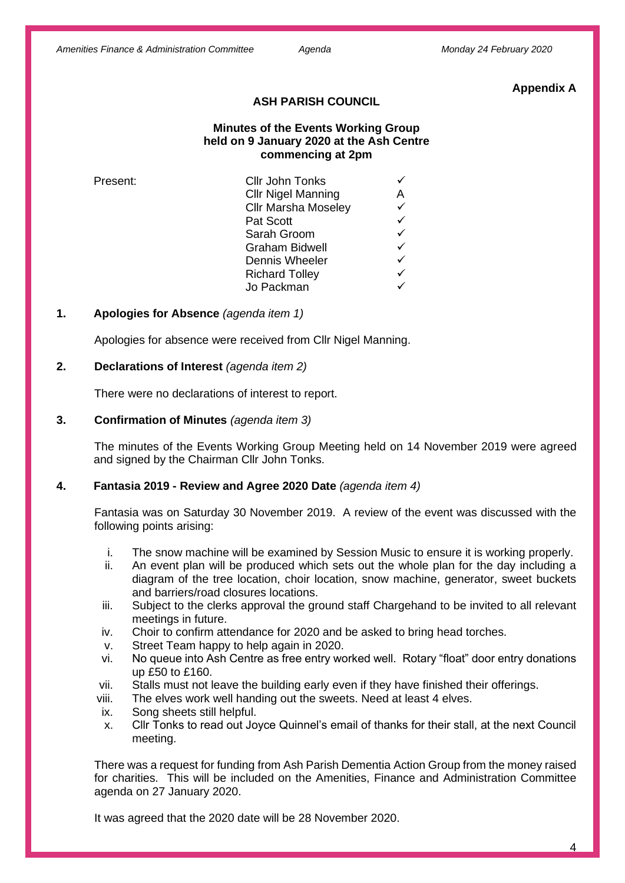**Appendix A**

# ASH PARISH COUNCIL

## Minutes of the Events Working Group held on 9 January 2020 at the Ash Centre commencing at 2pm

| Present: | | |
|---|---|---|
| | Cllr John Tonks | ✓ |
| | Cllr Nigel Manning | A |
| | Cllr Marsha Moseley | ✓ |
| | Pat Scott | ✓ |
| | Sarah Groom | ✓ |
| | Graham Bidwell | ✓ |
| | Dennis Wheeler | ✓ |
| | Richard Tolley | ✓ |
| | Jo Packman | ✓ |

**1. Apologies for Absence** *(agenda item 1)*

Apologies for absence were received from Cllr Nigel Manning.

**2. Declarations of Interest** *(agenda item 2)*

There were no declarations of interest to report.

**3. Confirmation of Minutes** *(agenda item 3)*

The minutes of the Events Working Group Meeting held on 14 November 2019 were agreed and signed by the Chairman Cllr John Tonks.

**4. Fantasia 2019 - Review and Agree 2020 Date** *(agenda item 4)*

Fantasia was on Saturday 30 November 2019. A review of the event was discussed with the following points arising:

i. The snow machine will be examined by Session Music to ensure it is working properly.
ii. An event plan will be produced which sets out the whole plan for the day including a diagram of the tree location, choir location, snow machine, generator, sweet buckets and barriers/road closures locations.
iii. Subject to the clerks approval the ground staff Chargehand to be invited to all relevant meetings in future.
iv. Choir to confirm attendance for 2020 and be asked to bring head torches.
v. Street Team happy to help again in 2020.
vi. No queue into Ash Centre as free entry worked well. Rotary "float" door entry donations up £50 to £160.
vii. Stalls must not leave the building early even if they have finished their offerings.
viii. The elves work well handing out the sweets. Need at least 4 elves.
ix. Song sheets still helpful.
x. Cllr Tonks to read out Joyce Quinnel's email of thanks for their stall, at the next Council meeting.

There was a request for funding from Ash Parish Dementia Action Group from the money raised for charities. This will be included on the Amenities, Finance and Administration Committee agenda on 27 January 2020.

It was agreed that the 2020 date will be 28 November 2020.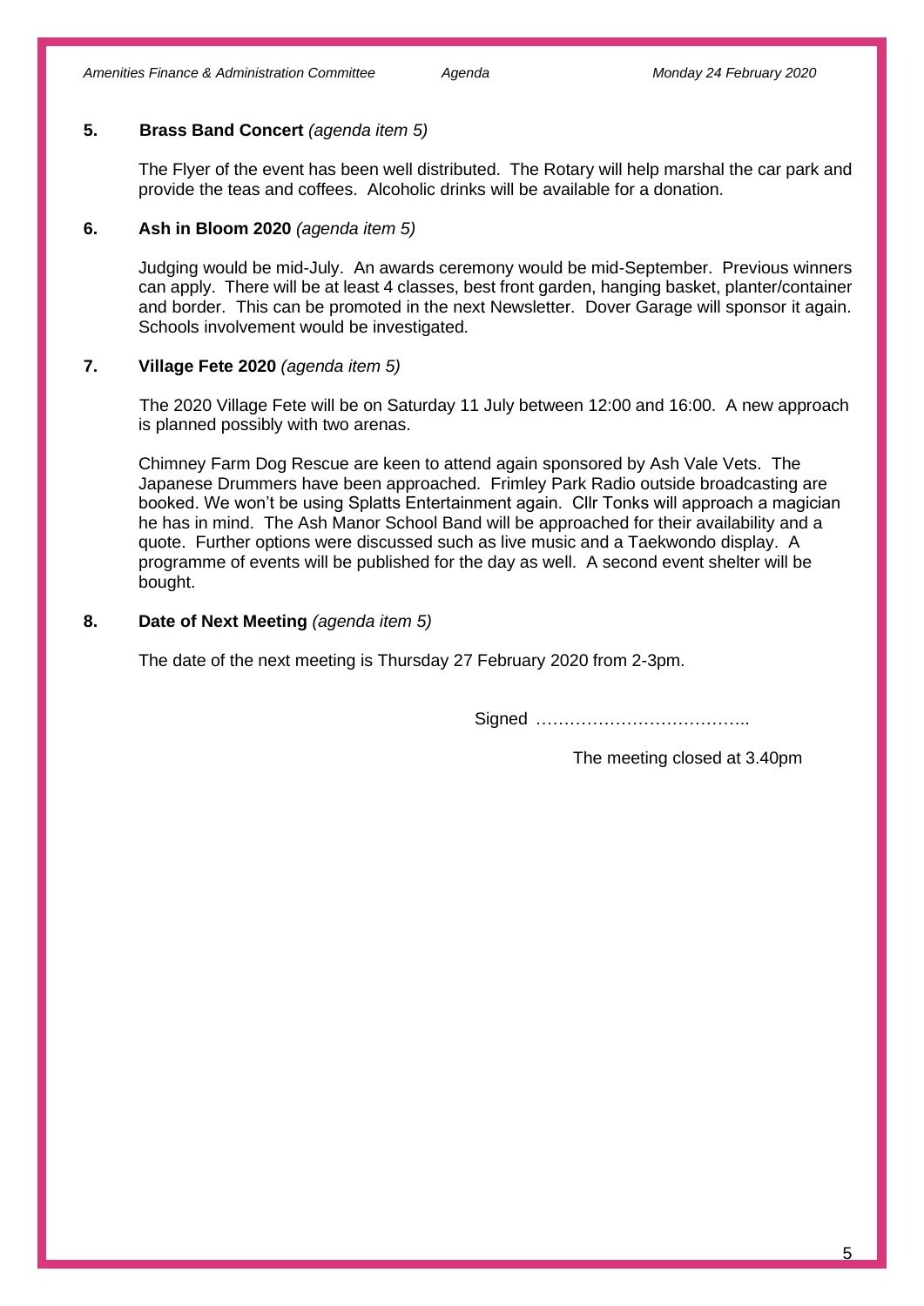**5. Brass Band Concert** *(agenda item 5)*

The Flyer of the event has been well distributed. The Rotary will help marshal the car park and provide the teas and coffees. Alcoholic drinks will be available for a donation.

**6. Ash in Bloom 2020** *(agenda item 5)*

Judging would be mid-July. An awards ceremony would be mid-September. Previous winners can apply. There will be at least 4 classes, best front garden, hanging basket, planter/container and border. This can be promoted in the next Newsletter. Dover Garage will sponsor it again. Schools involvement would be investigated.

**7. Village Fete 2020** *(agenda item 5)*

The 2020 Village Fete will be on Saturday 11 July between 12:00 and 16:00. A new approach is planned possibly with two arenas.

Chimney Farm Dog Rescue are keen to attend again sponsored by Ash Vale Vets. The Japanese Drummers have been approached. Frimley Park Radio outside broadcasting are booked. We won't be using Splatts Entertainment again. Cllr Tonks will approach a magician he has in mind. The Ash Manor School Band will be approached for their availability and a quote. Further options were discussed such as live music and a Taekwondo display. A programme of events will be published for the day as well. A second event shelter will be bought.

**8. Date of Next Meeting** *(agenda item 5)*

The date of the next meeting is Thursday 27 February 2020 from 2-3pm.

Signed ………………………………..

The meeting closed at 3.40pm